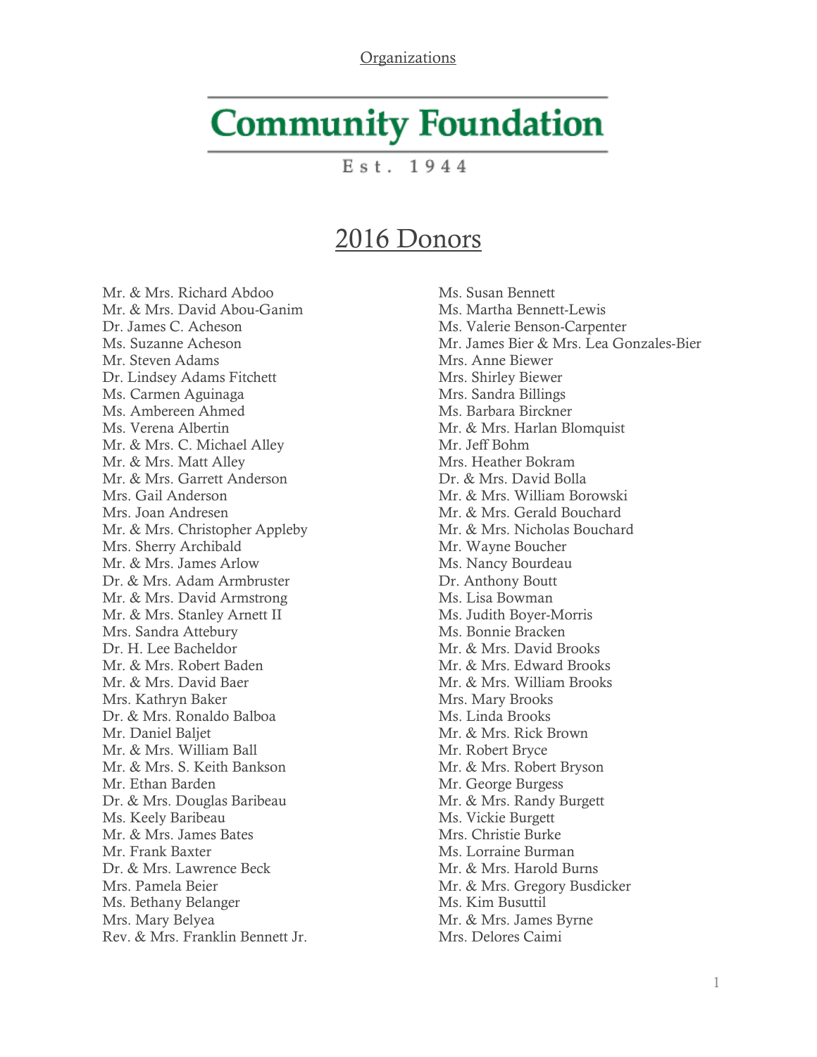Organizations

# Community Foundation

Est. 1944

## 2016 Donors

Mr. & Mrs. Richard Abdoo
Mr. & Mrs. David Abou-Ganim
Dr. James C. Acheson
Ms. Suzanne Acheson
Mr. Steven Adams
Dr. Lindsey Adams Fitchett
Ms. Carmen Aguinaga
Ms. Ambereen Ahmed
Ms. Verena Albertin
Mr. & Mrs. C. Michael Alley
Mr. & Mrs. Matt Alley
Mr. & Mrs. Garrett Anderson
Mrs. Gail Anderson
Mrs. Joan Andresen
Mr. & Mrs. Christopher Appleby
Mrs. Sherry Archibald
Mr. & Mrs. James Arlow
Dr. & Mrs. Adam Armbruster
Mr. & Mrs. David Armstrong
Mr. & Mrs. Stanley Arnett II
Mrs. Sandra Attebury
Dr. H. Lee Bacheldor
Mr. & Mrs. Robert Baden
Mr. & Mrs. David Baer
Mrs. Kathryn Baker
Dr. & Mrs. Ronaldo Balboa
Mr. Daniel Baljet
Mr. & Mrs. William Ball
Mr. & Mrs. S. Keith Bankson
Mr. Ethan Barden
Dr. & Mrs. Douglas Baribeau
Ms. Keely Baribeau
Mr. & Mrs. James Bates
Mr. Frank Baxter
Dr. & Mrs. Lawrence Beck
Mrs. Pamela Beier
Ms. Bethany Belanger
Mrs. Mary Belyea
Rev. & Mrs. Franklin Bennett Jr.
Ms. Susan Bennett
Ms. Martha Bennett-Lewis
Ms. Valerie Benson-Carpenter
Mr. James Bier & Mrs. Lea Gonzales-Bier
Mrs. Anne Biewer
Mrs. Shirley Biewer
Mrs. Sandra Billings
Ms. Barbara Birckner
Mr. & Mrs. Harlan Blomquist
Mr. Jeff Bohm
Mrs. Heather Bokram
Dr. & Mrs. David Bolla
Mr. & Mrs. William Borowski
Mr. & Mrs. Gerald Bouchard
Mr. & Mrs. Nicholas Bouchard
Mr. Wayne Boucher
Ms. Nancy Bourdeau
Dr. Anthony Boutt
Ms. Lisa Bowman
Ms. Judith Boyer-Morris
Ms. Bonnie Bracken
Mr. & Mrs. David Brooks
Mr. & Mrs. Edward Brooks
Mr. & Mrs. William Brooks
Mrs. Mary Brooks
Ms. Linda Brooks
Mr. & Mrs. Rick Brown
Mr. Robert Bryce
Mr. & Mrs. Robert Bryson
Mr. George Burgess
Mr. & Mrs. Randy Burgett
Ms. Vickie Burgett
Mrs. Christie Burke
Ms. Lorraine Burman
Mr. & Mrs. Harold Burns
Mr. & Mrs. Gregory Busdicker
Ms. Kim Busuttil
Mr. & Mrs. James Byrne
Mrs. Delores Caimi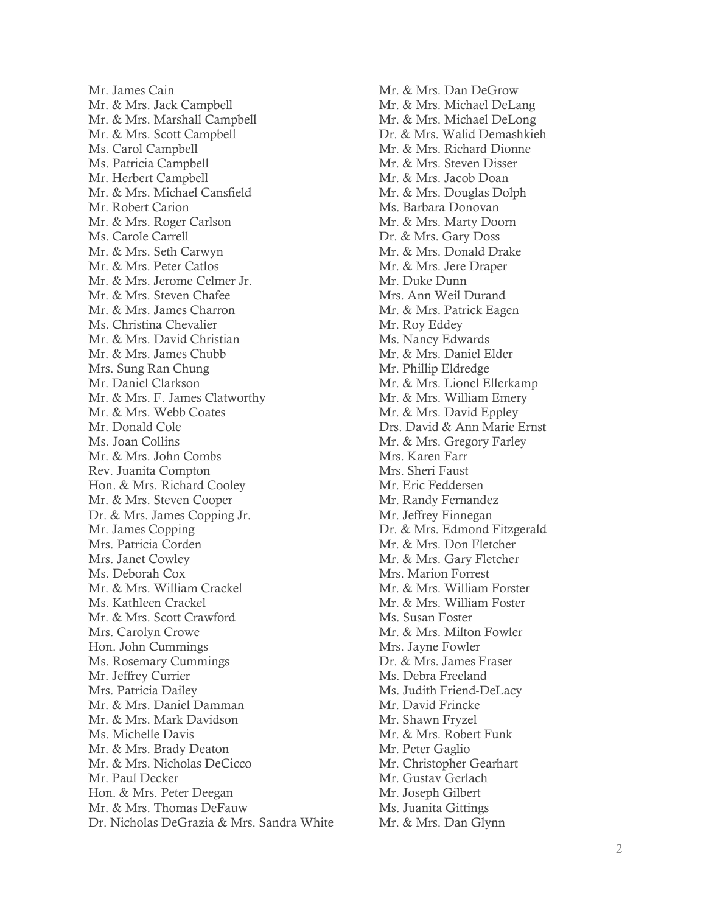Mr. James Cain
Mr. & Mrs. Jack Campbell
Mr. & Mrs. Marshall Campbell
Mr. & Mrs. Scott Campbell
Ms. Carol Campbell
Ms. Patricia Campbell
Mr. Herbert Campbell
Mr. & Mrs. Michael Cansfield
Mr. Robert Carion
Mr. & Mrs. Roger Carlson
Ms. Carole Carrell
Mr. & Mrs. Seth Carwyn
Mr. & Mrs. Peter Catlos
Mr. & Mrs. Jerome Celmer Jr.
Mr. & Mrs. Steven Chafee
Mr. & Mrs. James Charron
Ms. Christina Chevalier
Mr. & Mrs. David Christian
Mr. & Mrs. James Chubb
Mrs. Sung Ran Chung
Mr. Daniel Clarkson
Mr. & Mrs. F. James Clatworthy
Mr. & Mrs. Webb Coates
Mr. Donald Cole
Ms. Joan Collins
Mr. & Mrs. John Combs
Rev. Juanita Compton
Hon. & Mrs. Richard Cooley
Mr. & Mrs. Steven Cooper
Dr. & Mrs. James Copping Jr.
Mr. James Copping
Mrs. Patricia Corden
Mrs. Janet Cowley
Ms. Deborah Cox
Mr. & Mrs. William Crackel
Ms. Kathleen Crackel
Mr. & Mrs. Scott Crawford
Mrs. Carolyn Crowe
Hon. John Cummings
Ms. Rosemary Cummings
Mr. Jeffrey Currier
Mrs. Patricia Dailey
Mr. & Mrs. Daniel Damman
Mr. & Mrs. Mark Davidson
Ms. Michelle Davis
Mr. & Mrs. Brady Deaton
Mr. & Mrs. Nicholas DeCicco
Mr. Paul Decker
Hon. & Mrs. Peter Deegan
Mr. & Mrs. Thomas DeFauw
Dr. Nicholas DeGrazia & Mrs. Sandra White
Mr. & Mrs. Dan DeGrow
Mr. & Mrs. Michael DeLang
Mr. & Mrs. Michael DeLong
Dr. & Mrs. Walid Demashkieh
Mr. & Mrs. Richard Dionne
Mr. & Mrs. Steven Disser
Mr. & Mrs. Jacob Doan
Mr. & Mrs. Douglas Dolph
Ms. Barbara Donovan
Mr. & Mrs. Marty Doorn
Dr. & Mrs. Gary Doss
Mr. & Mrs. Donald Drake
Mr. & Mrs. Jere Draper
Mr. Duke Dunn
Mrs. Ann Weil Durand
Mr. & Mrs. Patrick Eagen
Mr. Roy Eddey
Ms. Nancy Edwards
Mr. & Mrs. Daniel Elder
Mr. Phillip Eldredge
Mr. & Mrs. Lionel Ellerkamp
Mr. & Mrs. William Emery
Mr. & Mrs. David Eppley
Drs. David & Ann Marie Ernst
Mr. & Mrs. Gregory Farley
Mrs. Karen Farr
Mrs. Sheri Faust
Mr. Eric Feddersen
Mr. Randy Fernandez
Mr. Jeffrey Finnegan
Dr. & Mrs. Edmond Fitzgerald
Mr. & Mrs. Don Fletcher
Mr. & Mrs. Gary Fletcher
Mrs. Marion Forrest
Mr. & Mrs. William Forster
Mr. & Mrs. William Foster
Ms. Susan Foster
Mr. & Mrs. Milton Fowler
Mrs. Jayne Fowler
Dr. & Mrs. James Fraser
Ms. Debra Freeland
Ms. Judith Friend-DeLacy
Mr. David Frincke
Mr. Shawn Fryzel
Mr. & Mrs. Robert Funk
Mr. Peter Gaglio
Mr. Christopher Gearhart
Mr. Gustav Gerlach
Mr. Joseph Gilbert
Ms. Juanita Gittings
Mr. & Mrs. Dan Glynn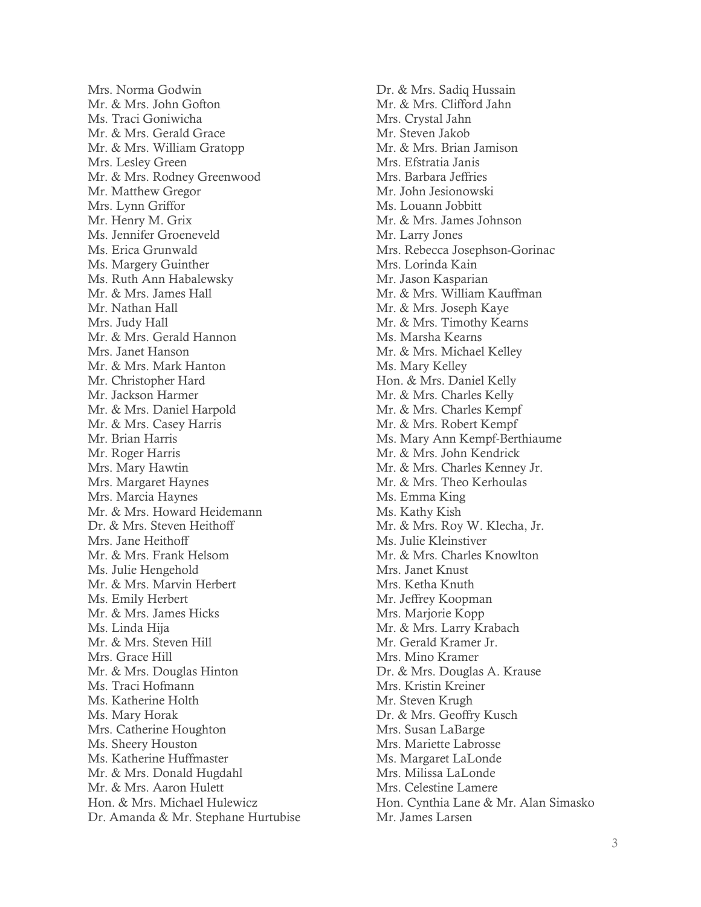Mrs. Norma Godwin
Mr. & Mrs. John Gofton
Ms. Traci Goniwicha
Mr. & Mrs. Gerald Grace
Mr. & Mrs. William Gratopp
Mrs. Lesley Green
Mr. & Mrs. Rodney Greenwood
Mr. Matthew Gregor
Mrs. Lynn Griffor
Mr. Henry M. Grix
Ms. Jennifer Groeneveld
Ms. Erica Grunwald
Ms. Margery Guinther
Ms. Ruth Ann Habalewsky
Mr. & Mrs. James Hall
Mr. Nathan Hall
Mrs. Judy Hall
Mr. & Mrs. Gerald Hannon
Mrs. Janet Hanson
Mr. & Mrs. Mark Hanton
Mr. Christopher Hard
Mr. Jackson Harmer
Mr. & Mrs. Daniel Harpold
Mr. & Mrs. Casey Harris
Mr. Brian Harris
Mr. Roger Harris
Mrs. Mary Hawtin
Mrs. Margaret Haynes
Mrs. Marcia Haynes
Mr. & Mrs. Howard Heidemann
Dr. & Mrs. Steven Heithoff
Mrs. Jane Heithoff
Mr. & Mrs. Frank Helsom
Ms. Julie Hengehold
Mr. & Mrs. Marvin Herbert
Ms. Emily Herbert
Mr. & Mrs. James Hicks
Ms. Linda Hija
Mr. & Mrs. Steven Hill
Mrs. Grace Hill
Mr. & Mrs. Douglas Hinton
Ms. Traci Hofmann
Ms. Katherine Holth
Ms. Mary Horak
Mrs. Catherine Houghton
Ms. Sheery Houston
Ms. Katherine Huffmaster
Mr. & Mrs. Donald Hugdahl
Mr. & Mrs. Aaron Hulett
Hon. & Mrs. Michael Hulewicz
Dr. Amanda & Mr. Stephane Hurtubise
Dr. & Mrs. Sadiq Hussain
Mr. & Mrs. Clifford Jahn
Mrs. Crystal Jahn
Mr. Steven Jakob
Mr. & Mrs. Brian Jamison
Mrs. Efstratia Janis
Mrs. Barbara Jeffries
Mr. John Jesionowski
Ms. Louann Jobbitt
Mr. & Mrs. James Johnson
Mr. Larry Jones
Mrs. Rebecca Josephson-Gorinac
Mrs. Lorinda Kain
Mr. Jason Kasparian
Mr. & Mrs. William Kauffman
Mr. & Mrs. Joseph Kaye
Mr. & Mrs. Timothy Kearns
Ms. Marsha Kearns
Mr. & Mrs. Michael Kelley
Ms. Mary Kelley
Hon. & Mrs. Daniel Kelly
Mr. & Mrs. Charles Kelly
Mr. & Mrs. Charles Kempf
Mr. & Mrs. Robert Kempf
Ms. Mary Ann Kempf-Berthiaume
Mr. & Mrs. John Kendrick
Mr. & Mrs. Charles Kenney Jr.
Mr. & Mrs. Theo Kerhoulas
Ms. Emma King
Ms. Kathy Kish
Mr. & Mrs. Roy W. Klecha, Jr.
Ms. Julie Kleinstiver
Mr. & Mrs. Charles Knowlton
Mrs. Janet Knust
Mrs. Ketha Knuth
Mr. Jeffrey Koopman
Mrs. Marjorie Kopp
Mr. & Mrs. Larry Krabach
Mr. Gerald Kramer Jr.
Mrs. Mino Kramer
Dr. & Mrs. Douglas A. Krause
Mrs. Kristin Kreiner
Mr. Steven Krugh
Dr. & Mrs. Geoffry Kusch
Mrs. Susan LaBarge
Mrs. Mariette Labrosse
Ms. Margaret LaLonde
Mrs. Milissa LaLonde
Mrs. Celestine Lamere
Hon. Cynthia Lane & Mr. Alan Simasko
Mr. James Larsen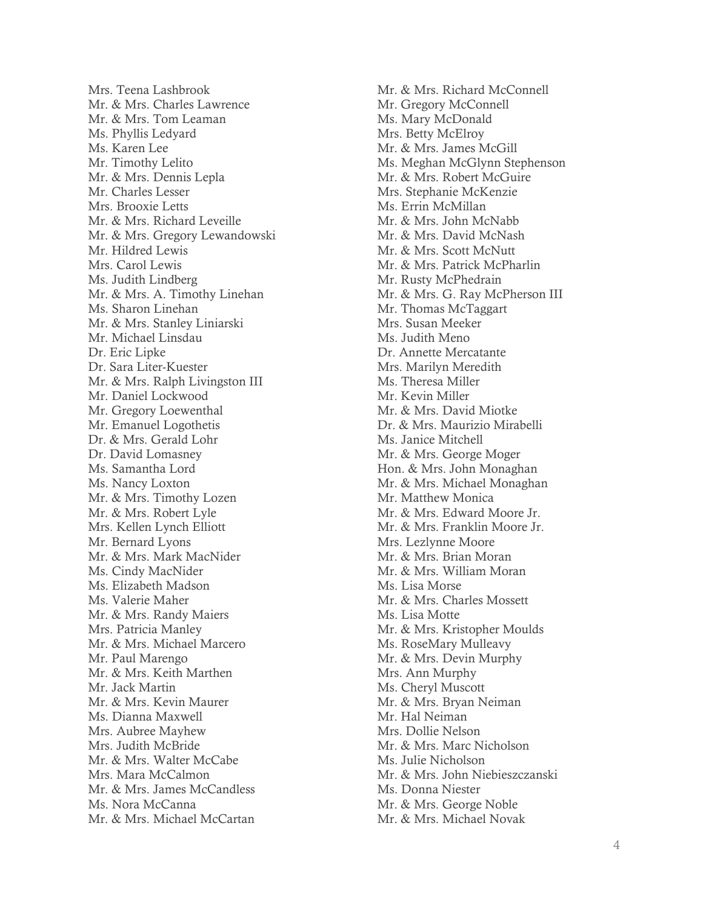Mrs. Teena Lashbrook
Mr. & Mrs. Charles Lawrence
Mr. & Mrs. Tom Leaman
Ms. Phyllis Ledyard
Ms. Karen Lee
Mr. Timothy Lelito
Mr. & Mrs. Dennis Lepla
Mr. Charles Lesser
Mrs. Brooxie Letts
Mr. & Mrs. Richard Leveille
Mr. & Mrs. Gregory Lewandowski
Mr. Hildred Lewis
Mrs. Carol Lewis
Ms. Judith Lindberg
Mr. & Mrs. A. Timothy Linehan
Ms. Sharon Linehan
Mr. & Mrs. Stanley Liniarski
Mr. Michael Linsdau
Dr. Eric Lipke
Dr. Sara Liter-Kuester
Mr. & Mrs. Ralph Livingston III
Mr. Daniel Lockwood
Mr. Gregory Loewenthal
Mr. Emanuel Logothetis
Dr. & Mrs. Gerald Lohr
Dr. David Lomasney
Ms. Samantha Lord
Ms. Nancy Loxton
Mr. & Mrs. Timothy Lozen
Mr. & Mrs. Robert Lyle
Mrs. Kellen Lynch Elliott
Mr. Bernard Lyons
Mr. & Mrs. Mark MacNider
Ms. Cindy MacNider
Ms. Elizabeth Madson
Ms. Valerie Maher
Mr. & Mrs. Randy Maiers
Mrs. Patricia Manley
Mr. & Mrs. Michael Marcero
Mr. Paul Marengo
Mr. & Mrs. Keith Marthen
Mr. Jack Martin
Mr. & Mrs. Kevin Maurer
Ms. Dianna Maxwell
Mrs. Aubree Mayhew
Mrs. Judith McBride
Mr. & Mrs. Walter McCabe
Mrs. Mara McCalmon
Mr. & Mrs. James McCandless
Ms. Nora McCanna
Mr. & Mrs. Michael McCartan
Mr. & Mrs. Richard McConnell
Mr. Gregory McConnell
Ms. Mary McDonald
Mrs. Betty McElroy
Mr. & Mrs. James McGill
Ms. Meghan McGlynn Stephenson
Mr. & Mrs. Robert McGuire
Mrs. Stephanie McKenzie
Ms. Errin McMillan
Mr. & Mrs. John McNabb
Mr. & Mrs. David McNash
Mr. & Mrs. Scott McNutt
Mr. & Mrs. Patrick McPharlin
Mr. Rusty McPhedrain
Mr. & Mrs. G. Ray McPherson III
Mr. Thomas McTaggart
Mrs. Susan Meeker
Ms. Judith Meno
Dr. Annette Mercatante
Mrs. Marilyn Meredith
Ms. Theresa Miller
Mr. Kevin Miller
Mr. & Mrs. David Miotke
Dr. & Mrs. Maurizio Mirabelli
Ms. Janice Mitchell
Mr. & Mrs. George Moger
Hon. & Mrs. John Monaghan
Mr. & Mrs. Michael Monaghan
Mr. Matthew Monica
Mr. & Mrs. Edward Moore Jr.
Mr. & Mrs. Franklin Moore Jr.
Mrs. Lezlynne Moore
Mr. & Mrs. Brian Moran
Mr. & Mrs. William Moran
Ms. Lisa Morse
Mr. & Mrs. Charles Mossett
Ms. Lisa Motte
Mr. & Mrs. Kristopher Moulds
Ms. RoseMary Mulleavy
Mr. & Mrs. Devin Murphy
Mrs. Ann Murphy
Ms. Cheryl Muscott
Mr. & Mrs. Bryan Neiman
Mr. Hal Neiman
Mrs. Dollie Nelson
Mr. & Mrs. Marc Nicholson
Ms. Julie Nicholson
Mr. & Mrs. John Niebieszczanski
Ms. Donna Niester
Mr. & Mrs. George Noble
Mr. & Mrs. Michael Novak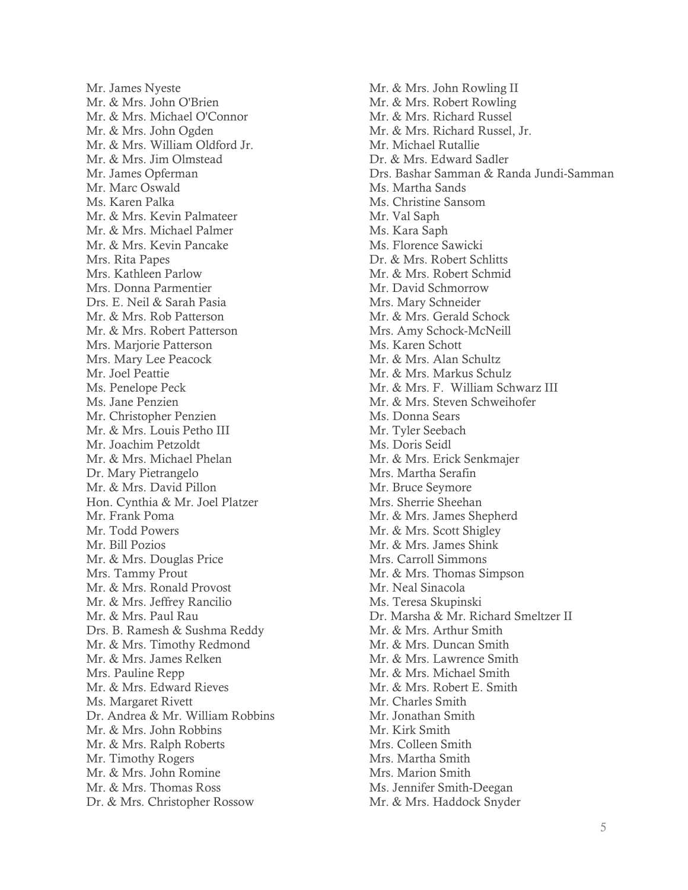Mr. James Nyeste
Mr. & Mrs. John O'Brien
Mr. & Mrs. Michael O'Connor
Mr. & Mrs. John Ogden
Mr. & Mrs. William Oldford Jr.
Mr. & Mrs. Jim Olmstead
Mr. James Opferman
Mr. Marc Oswald
Ms. Karen Palka
Mr. & Mrs. Kevin Palmateer
Mr. & Mrs. Michael Palmer
Mr. & Mrs. Kevin Pancake
Mrs. Rita Papes
Mrs. Kathleen Parlow
Mrs. Donna Parmentier
Drs. E. Neil & Sarah Pasia
Mr. & Mrs. Rob Patterson
Mr. & Mrs. Robert Patterson
Mrs. Marjorie Patterson
Mrs. Mary Lee Peacock
Mr. Joel Peattie
Ms. Penelope Peck
Ms. Jane Penzien
Mr. Christopher Penzien
Mr. & Mrs. Louis Petho III
Mr. Joachim Petzoldt
Mr. & Mrs. Michael Phelan
Dr. Mary Pietrangelo
Mr. & Mrs. David Pillon
Hon. Cynthia & Mr. Joel Platzer
Mr. Frank Poma
Mr. Todd Powers
Mr. Bill Pozios
Mr. & Mrs. Douglas Price
Mrs. Tammy Prout
Mr. & Mrs. Ronald Provost
Mr. & Mrs. Jeffrey Rancilio
Mr. & Mrs. Paul Rau
Drs. B. Ramesh & Sushma Reddy
Mr. & Mrs. Timothy Redmond
Mr. & Mrs. James Relken
Mrs. Pauline Repp
Mr. & Mrs. Edward Rieves
Ms. Margaret Rivett
Dr. Andrea & Mr. William Robbins
Mr. & Mrs. John Robbins
Mr. & Mrs. Ralph Roberts
Mr. Timothy Rogers
Mr. & Mrs. John Romine
Mr. & Mrs. Thomas Ross
Dr. & Mrs. Christopher Rossow
Mr. & Mrs. John Rowling II
Mr. & Mrs. Robert Rowling
Mr. & Mrs. Richard Russel
Mr. & Mrs. Richard Russel, Jr.
Mr. Michael Rutallie
Dr. & Mrs. Edward Sadler
Drs. Bashar Samman & Randa Jundi-Samman
Ms. Martha Sands
Ms. Christine Sansom
Mr. Val Saph
Ms. Kara Saph
Ms. Florence Sawicki
Dr. & Mrs. Robert Schlitts
Mr. & Mrs. Robert Schmid
Mr. David Schmorrow
Mrs. Mary Schneider
Mr. & Mrs. Gerald Schock
Mrs. Amy Schock-McNeill
Ms. Karen Schott
Mr. & Mrs. Alan Schultz
Mr. & Mrs. Markus Schulz
Mr. & Mrs. F. William Schwarz III
Mr. & Mrs. Steven Schweihofer
Ms. Donna Sears
Mr. Tyler Seebach
Ms. Doris Seidl
Mr. & Mrs. Erick Senkmajer
Mrs. Martha Serafin
Mr. Bruce Seymore
Mrs. Sherrie Sheehan
Mr. & Mrs. James Shepherd
Mr. & Mrs. Scott Shigley
Mr. & Mrs. James Shink
Mrs. Carroll Simmons
Mr. & Mrs. Thomas Simpson
Mr. Neal Sinacola
Ms. Teresa Skupinski
Dr. Marsha & Mr. Richard Smeltzer II
Mr. & Mrs. Arthur Smith
Mr. & Mrs. Duncan Smith
Mr. & Mrs. Lawrence Smith
Mr. & Mrs. Michael Smith
Mr. & Mrs. Robert E. Smith
Mr. Charles Smith
Mr. Jonathan Smith
Mr. Kirk Smith
Mrs. Colleen Smith
Mrs. Martha Smith
Mrs. Marion Smith
Ms. Jennifer Smith-Deegan
Mr. & Mrs. Haddock Snyder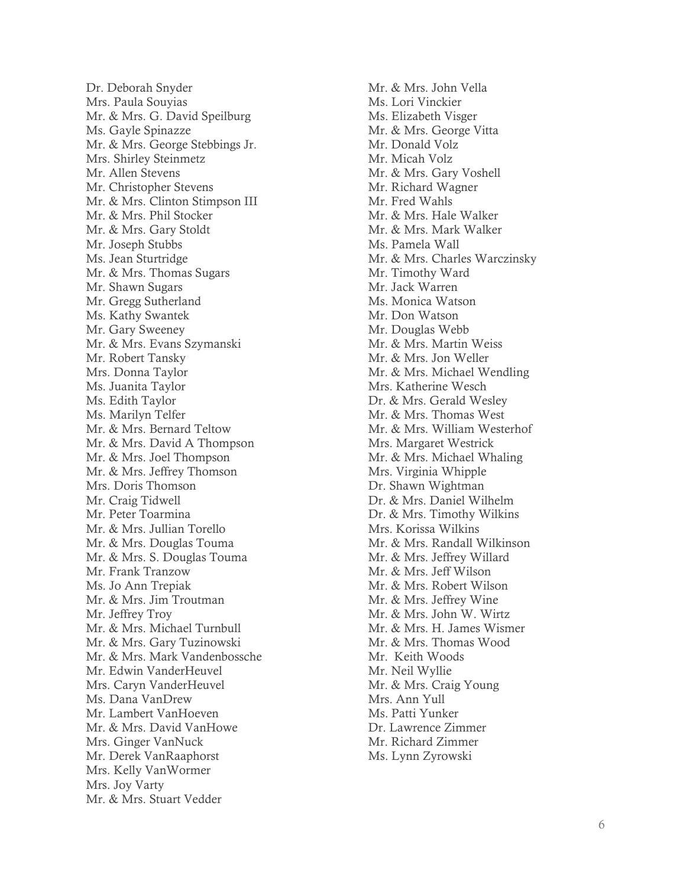Dr. Deborah Snyder
Mrs. Paula Souyias
Mr. & Mrs. G. David Speilburg
Ms. Gayle Spinazze
Mr. & Mrs. George Stebbings Jr.
Mrs. Shirley Steinmetz
Mr. Allen Stevens
Mr. Christopher Stevens
Mr. & Mrs. Clinton Stimpson III
Mr. & Mrs. Phil Stocker
Mr. & Mrs. Gary Stoldt
Mr. Joseph Stubbs
Ms. Jean Sturtridge
Mr. & Mrs. Thomas Sugars
Mr. Shawn Sugars
Mr. Gregg Sutherland
Ms. Kathy Swantek
Mr. Gary Sweeney
Mr. & Mrs. Evans Szymanski
Mr. Robert Tansky
Mrs. Donna Taylor
Ms. Juanita Taylor
Ms. Edith Taylor
Ms. Marilyn Telfer
Mr. & Mrs. Bernard Teltow
Mr. & Mrs. David A Thompson
Mr. & Mrs. Joel Thompson
Mr. & Mrs. Jeffrey Thomson
Mrs. Doris Thomson
Mr. Craig Tidwell
Mr. Peter Toarmina
Mr. & Mrs. Jullian Torello
Mr. & Mrs. Douglas Touma
Mr. & Mrs. S. Douglas Touma
Mr. Frank Tranzow
Ms. Jo Ann Trepiak
Mr. & Mrs. Jim Troutman
Mr. Jeffrey Troy
Mr. & Mrs. Michael Turnbull
Mr. & Mrs. Gary Tuzinowski
Mr. & Mrs. Mark Vandenbossche
Mr. Edwin VanderHeuvel
Mrs. Caryn VanderHeuvel
Ms. Dana VanDrew
Mr. Lambert VanHoeven
Mr. & Mrs. David VanHowe
Mrs. Ginger VanNuck
Mr. Derek VanRaaphorst
Mrs. Kelly VanWormer
Mrs. Joy Varty
Mr. & Mrs. Stuart Vedder
Mr. & Mrs. John Vella
Ms. Lori Vinckier
Ms. Elizabeth Visger
Mr. & Mrs. George Vitta
Mr. Donald Volz
Mr. Micah Volz
Mr. & Mrs. Gary Voshell
Mr. Richard Wagner
Mr. Fred Wahls
Mr. & Mrs. Hale Walker
Mr. & Mrs. Mark Walker
Ms. Pamela Wall
Mr. & Mrs. Charles Warczinsky
Mr. Timothy Ward
Mr. Jack Warren
Ms. Monica Watson
Mr. Don Watson
Mr. Douglas Webb
Mr. & Mrs. Martin Weiss
Mr. & Mrs. Jon Weller
Mr. & Mrs. Michael Wendling
Mrs. Katherine Wesch
Dr. & Mrs. Gerald Wesley
Mr. & Mrs. Thomas West
Mr. & Mrs. William Westerhof
Mrs. Margaret Westrick
Mr. & Mrs. Michael Whaling
Mrs. Virginia Whipple
Dr. Shawn Wightman
Dr. & Mrs. Daniel Wilhelm
Dr. & Mrs. Timothy Wilkins
Mrs. Korissa Wilkins
Mr. & Mrs. Randall Wilkinson
Mr. & Mrs. Jeffrey Willard
Mr. & Mrs. Jeff Wilson
Mr. & Mrs. Robert Wilson
Mr. & Mrs. Jeffrey Wine
Mr. & Mrs. John W. Wirtz
Mr. & Mrs. H. James Wismer
Mr. & Mrs. Thomas Wood
Mr. Keith Woods
Mr. Neil Wyllie
Mr. & Mrs. Craig Young
Mrs. Ann Yull
Ms. Patti Yunker
Dr. Lawrence Zimmer
Mr. Richard Zimmer
Ms. Lynn Zyrowski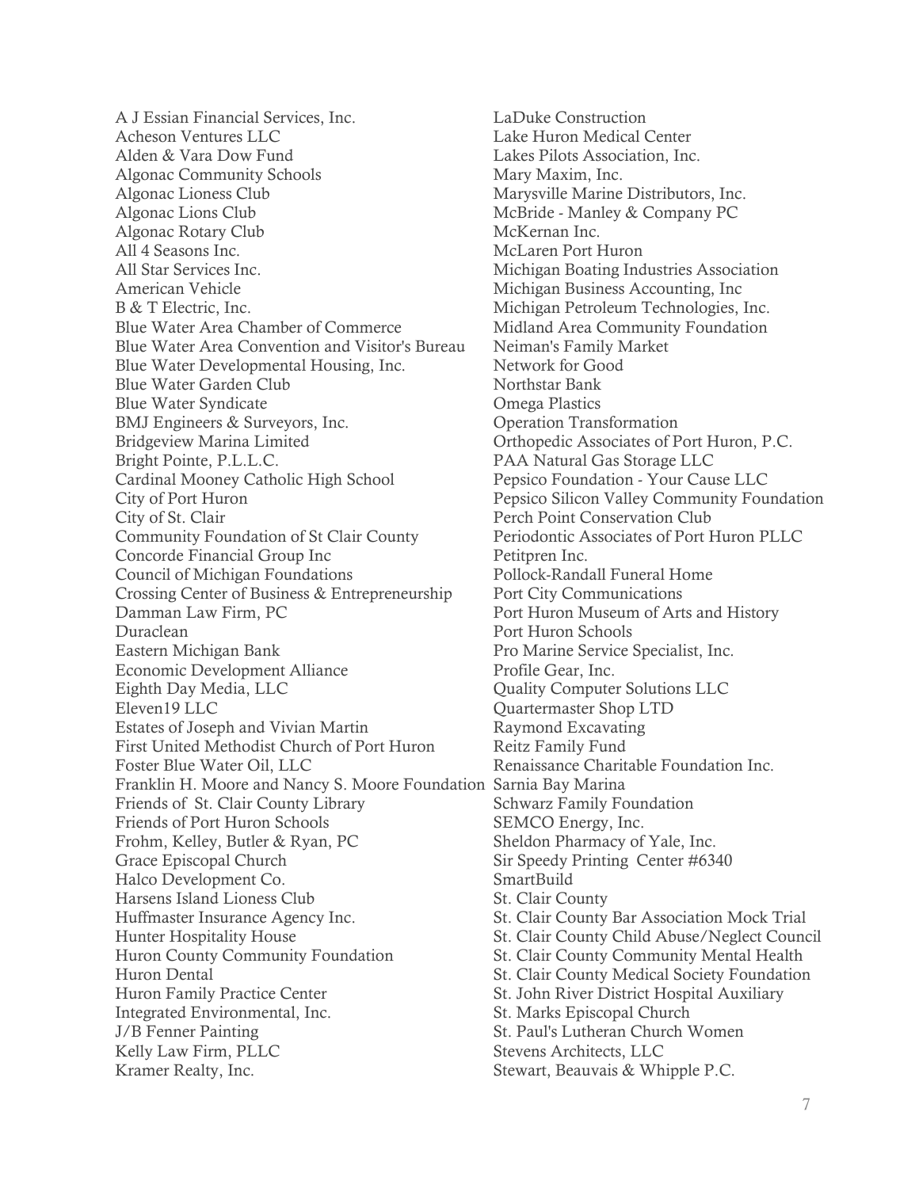A J Essian Financial Services, Inc.
Acheson Ventures LLC
Alden & Vara Dow Fund
Algonac Community Schools
Algonac Lioness Club
Algonac Lions Club
Algonac Rotary Club
All 4 Seasons Inc.
All Star Services Inc.
American Vehicle
B & T Electric, Inc.
Blue Water Area Chamber of Commerce
Blue Water Area Convention and Visitor's Bureau
Blue Water Developmental Housing, Inc.
Blue Water Garden Club
Blue Water Syndicate
BMJ Engineers & Surveyors, Inc.
Bridgeview Marina Limited
Bright Pointe, P.L.L.C.
Cardinal Mooney Catholic High School
City of Port Huron
City of St. Clair
Community Foundation of St Clair County
Concorde Financial Group Inc
Council of Michigan Foundations
Crossing Center of Business & Entrepreneurship
Damman Law Firm, PC
Duraclean
Eastern Michigan Bank
Economic Development Alliance
Eighth Day Media, LLC
Eleven19 LLC
Estates of Joseph and Vivian Martin
First United Methodist Church of Port Huron
Foster Blue Water Oil, LLC
Franklin H. Moore and Nancy S. Moore Foundation
Friends of St. Clair County Library
Friends of Port Huron Schools
Frohm, Kelley, Butler & Ryan, PC
Grace Episcopal Church
Halco Development Co.
Harsens Island Lioness Club
Huffmaster Insurance Agency Inc.
Hunter Hospitality House
Huron County Community Foundation
Huron Dental
Huron Family Practice Center
Integrated Environmental, Inc.
J/B Fenner Painting
Kelly Law Firm, PLLC
Kramer Realty, Inc.
LaDuke Construction
Lake Huron Medical Center
Lakes Pilots Association, Inc.
Mary Maxim, Inc.
Marysville Marine Distributors, Inc.
McBride - Manley & Company PC
McKernan Inc.
McLaren Port Huron
Michigan Boating Industries Association
Michigan Business Accounting, Inc
Michigan Petroleum Technologies, Inc.
Midland Area Community Foundation
Neiman's Family Market
Network for Good
Northstar Bank
Omega Plastics
Operation Transformation
Orthopedic Associates of Port Huron, P.C.
PAA Natural Gas Storage LLC
Pepsico Foundation - Your Cause LLC
Pepsico Silicon Valley Community Foundation
Perch Point Conservation Club
Periodontic Associates of Port Huron PLLC
Petitpren Inc.
Pollock-Randall Funeral Home
Port City Communications
Port Huron Museum of Arts and History
Port Huron Schools
Pro Marine Service Specialist, Inc.
Profile Gear, Inc.
Quality Computer Solutions LLC
Quartermaster Shop LTD
Raymond Excavating
Reitz Family Fund
Renaissance Charitable Foundation Inc.
Sarnia Bay Marina
Schwarz Family Foundation
SEMCO Energy, Inc.
Sheldon Pharmacy of Yale, Inc.
Sir Speedy Printing Center #6340
SmartBuild
St. Clair County
St. Clair County Bar Association Mock Trial
St. Clair County Child Abuse/Neglect Council
St. Clair County Community Mental Health
St. Clair County Medical Society Foundation
St. John River District Hospital Auxiliary
St. Marks Episcopal Church
St. Paul's Lutheran Church Women
Stevens Architects, LLC
Stewart, Beauvais & Whipple P.C.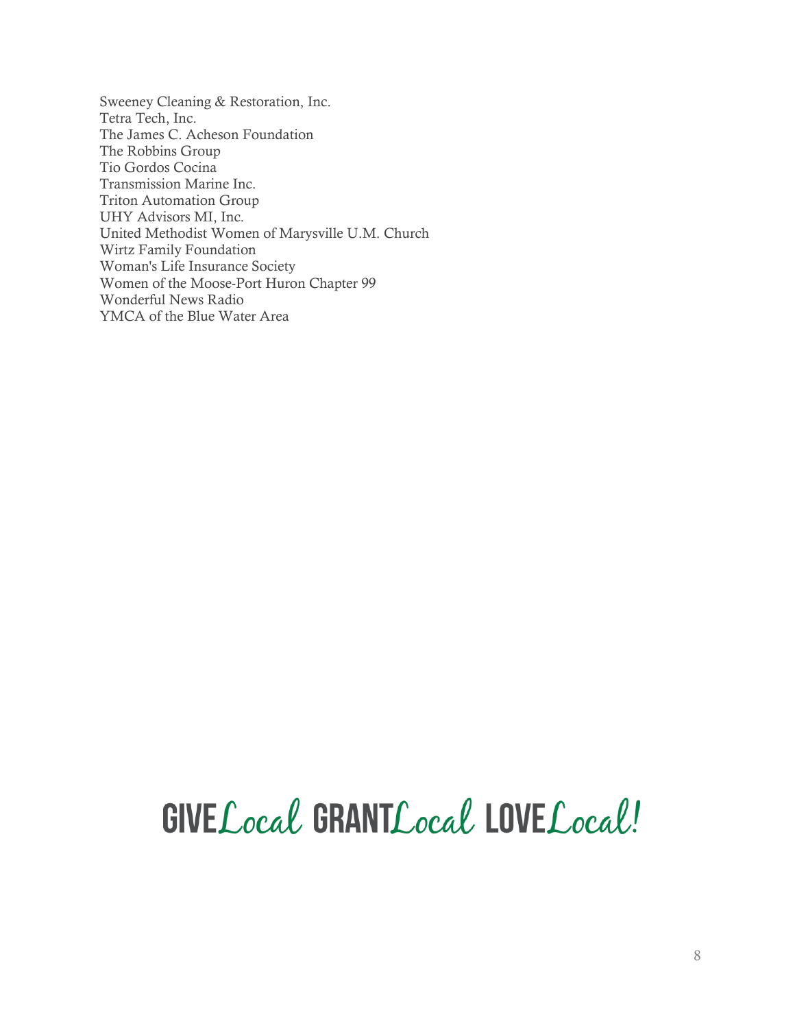Sweeney Cleaning & Restoration, Inc.
Tetra Tech, Inc.
The James C. Acheson Foundation
The Robbins Group
Tio Gordos Cocina
Transmission Marine Inc.
Triton Automation Group
UHY Advisors MI, Inc.
United Methodist Women of Marysville U.M. Church
Wirtz Family Foundation
Woman's Life Insurance Society
Women of the Moose-Port Huron Chapter 99
Wonderful News Radio
YMCA of the Blue Water Area

GIVE*Local* GRANT*Local* LOVE*Local!*